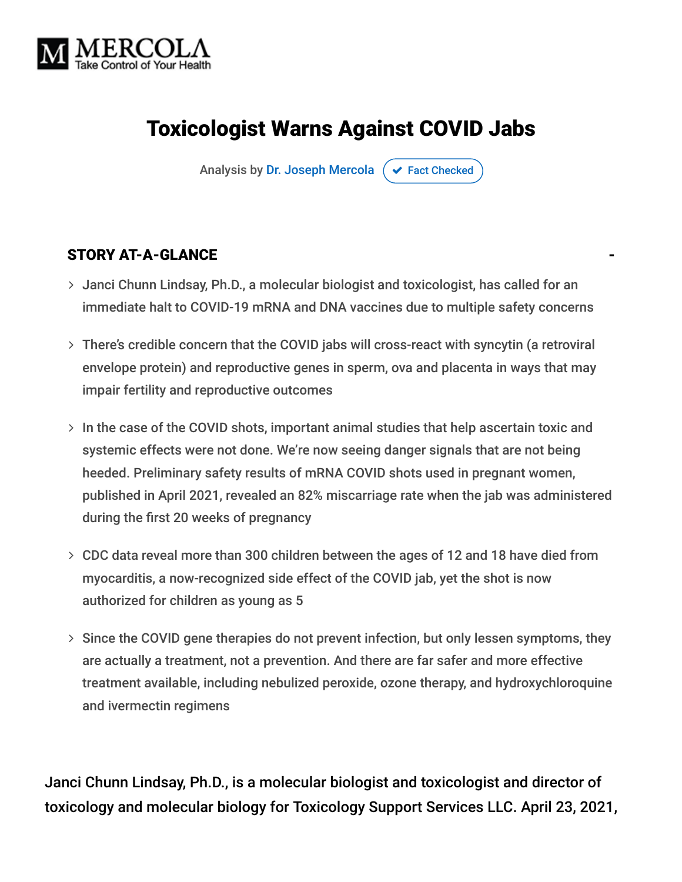MERCOLA
Take Control of Your Health

# Toxicologist Warns Against COVID Jabs

Analysis by Dr. Joseph Mercola ✔ Fact Checked

## STORY AT-A-GLANCE

- Janci Chunn Lindsay, Ph.D., a molecular biologist and toxicologist, has called for an immediate halt to COVID-19 mRNA and DNA vaccines due to multiple safety concerns
- There's credible concern that the COVID jabs will cross-react with syncytin (a retroviral envelope protein) and reproductive genes in sperm, ova and placenta in ways that may impair fertility and reproductive outcomes
- In the case of the COVID shots, important animal studies that help ascertain toxic and systemic effects were not done. We're now seeing danger signals that are not being heeded. Preliminary safety results of mRNA COVID shots used in pregnant women, published in April 2021, revealed an 82% miscarriage rate when the jab was administered during the first 20 weeks of pregnancy
- CDC data reveal more than 300 children between the ages of 12 and 18 have died from myocarditis, a now-recognized side effect of the COVID jab, yet the shot is now authorized for children as young as 5
- Since the COVID gene therapies do not prevent infection, but only lessen symptoms, they are actually a treatment, not a prevention. And there are far safer and more effective treatment available, including nebulized peroxide, ozone therapy, and hydroxychloroquine and ivermectin regimens

Janci Chunn Lindsay, Ph.D., is a molecular biologist and toxicologist and director of toxicology and molecular biology for Toxicology Support Services LLC. April 23, 2021,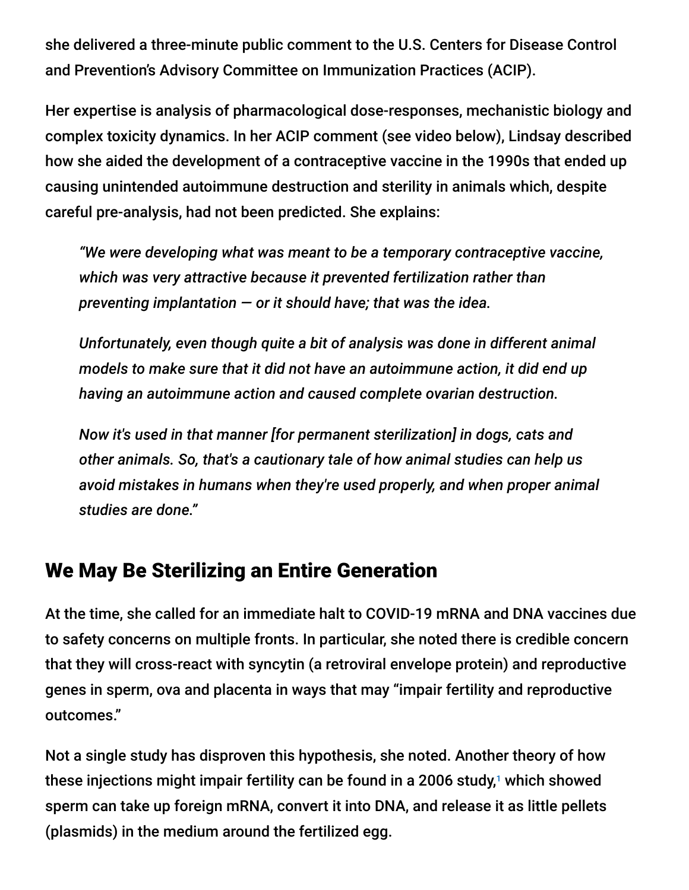she delivered a three-minute public comment to the U.S. Centers for Disease Control and Prevention's Advisory Committee on Immunization Practices (ACIP).

Her expertise is analysis of pharmacological dose-responses, mechanistic biology and complex toxicity dynamics. In her ACIP comment (see video below), Lindsay described how she aided the development of a contraceptive vaccine in the 1990s that ended up causing unintended autoimmune destruction and sterility in animals which, despite careful pre-analysis, had not been predicted. She explains:

> *"We were developing what was meant to be a temporary contraceptive vaccine, which was very attractive because it prevented fertilization rather than preventing implantation — or it should have; that was the idea.*
>
> *Unfortunately, even though quite a bit of analysis was done in different animal models to make sure that it did not have an autoimmune action, it did end up having an autoimmune action and caused complete ovarian destruction.*
>
> *Now it's used in that manner [for permanent sterilization] in dogs, cats and other animals. So, that's a cautionary tale of how animal studies can help us avoid mistakes in humans when they're used properly, and when proper animal studies are done."*

## We May Be Sterilizing an Entire Generation

At the time, she called for an immediate halt to COVID-19 mRNA and DNA vaccines due to safety concerns on multiple fronts. In particular, she noted there is credible concern that they will cross-react with syncytin (a retroviral envelope protein) and reproductive genes in sperm, ova and placenta in ways that may "impair fertility and reproductive outcomes."

Not a single study has disproven this hypothesis, she noted. Another theory of how these injections might impair fertility can be found in a 2006 study,[1] which showed sperm can take up foreign mRNA, convert it into DNA, and release it as little pellets (plasmids) in the medium around the fertilized egg.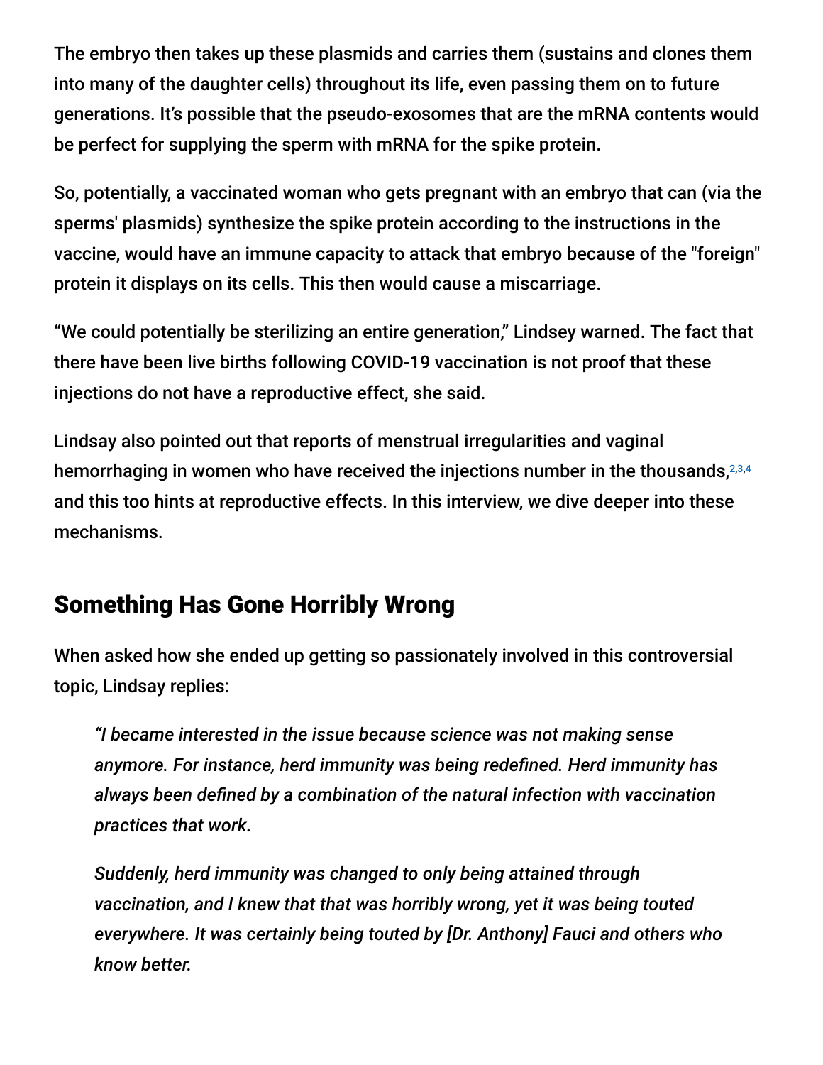The embryo then takes up these plasmids and carries them (sustains and clones them into many of the daughter cells) throughout its life, even passing them on to future generations. It's possible that the pseudo-exosomes that are the mRNA contents would be perfect for supplying the sperm with mRNA for the spike protein.

So, potentially, a vaccinated woman who gets pregnant with an embryo that can (via the sperms' plasmids) synthesize the spike protein according to the instructions in the vaccine, would have an immune capacity to attack that embryo because of the "foreign" protein it displays on its cells. This then would cause a miscarriage.

"We could potentially be sterilizing an entire generation," Lindsey warned. The fact that there have been live births following COVID-19 vaccination is not proof that these injections do not have a reproductive effect, she said.

Lindsay also pointed out that reports of menstrual irregularities and vaginal hemorrhaging in women who have received the injections number in the thousands,[2,3,4] and this too hints at reproductive effects. In this interview, we dive deeper into these mechanisms.

## Something Has Gone Horribly Wrong

When asked how she ended up getting so passionately involved in this controversial topic, Lindsay replies:

> *"I became interested in the issue because science was not making sense anymore. For instance, herd immunity was being redefined. Herd immunity has always been defined by a combination of the natural infection with vaccination practices that work.*
>
> *Suddenly, herd immunity was changed to only being attained through vaccination, and I knew that that was horribly wrong, yet it was being touted everywhere. It was certainly being touted by [Dr. Anthony] Fauci and others who know better.*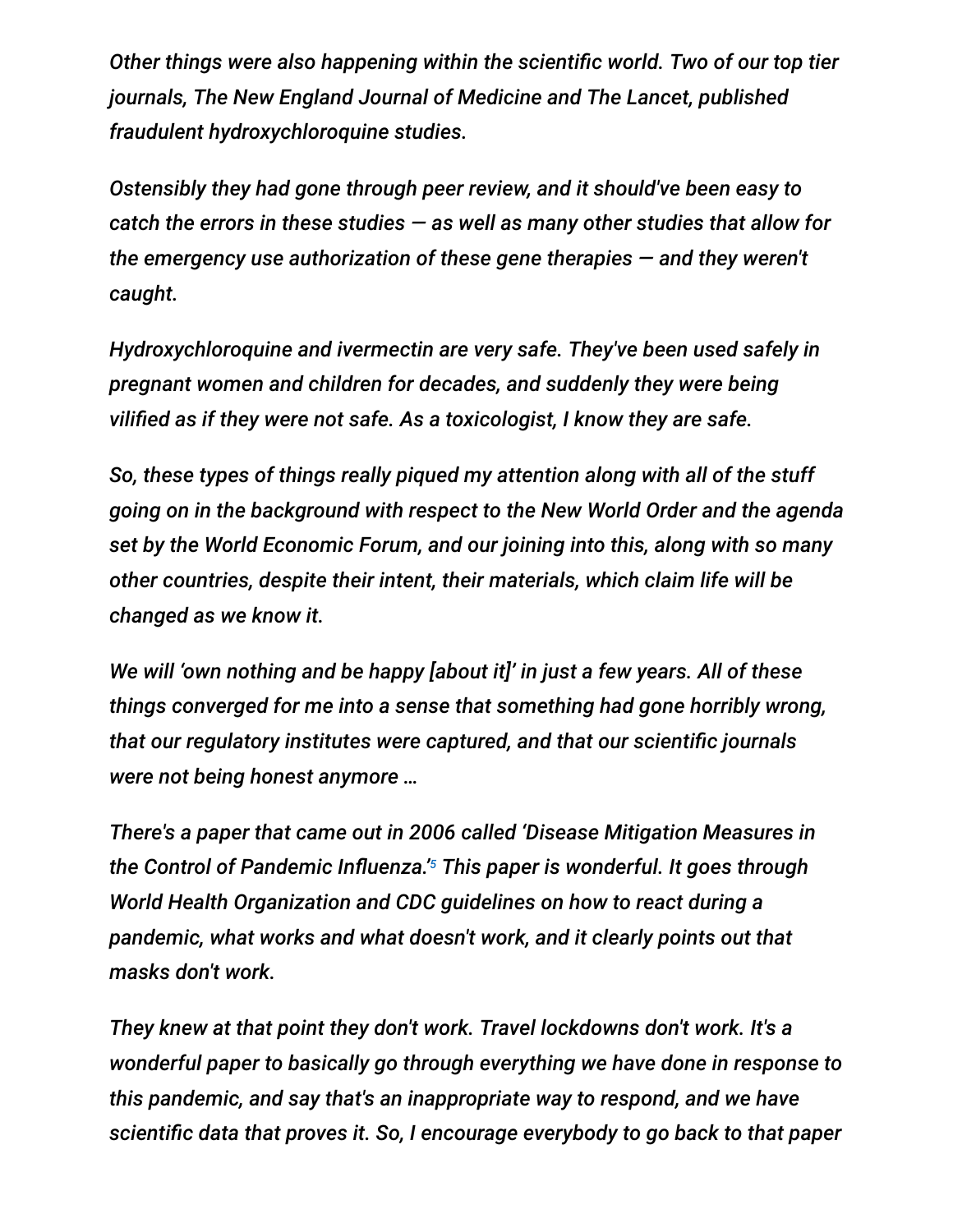*Other things were also happening within the scientific world. Two of our top tier journals, The New England Journal of Medicine and The Lancet, published fraudulent hydroxychloroquine studies.*

*Ostensibly they had gone through peer review, and it should've been easy to catch the errors in these studies — as well as many other studies that allow for the emergency use authorization of these gene therapies — and they weren't caught.*

*Hydroxychloroquine and ivermectin are very safe. They've been used safely in pregnant women and children for decades, and suddenly they were being vilified as if they were not safe. As a toxicologist, I know they are safe.*

*So, these types of things really piqued my attention along with all of the stuff going on in the background with respect to the New World Order and the agenda set by the World Economic Forum, and our joining into this, along with so many other countries, despite their intent, their materials, which claim life will be changed as we know it.*

*We will 'own nothing and be happy [about it]' in just a few years. All of these things converged for me into a sense that something had gone horribly wrong, that our regulatory institutes were captured, and that our scientific journals were not being honest anymore …*

*There's a paper that came out in 2006 called 'Disease Mitigation Measures in the Control of Pandemic Influenza.'[5] This paper is wonderful. It goes through World Health Organization and CDC guidelines on how to react during a pandemic, what works and what doesn't work, and it clearly points out that masks don't work.*

*They knew at that point they don't work. Travel lockdowns don't work. It's a wonderful paper to basically go through everything we have done in response to this pandemic, and say that's an inappropriate way to respond, and we have scientific data that proves it. So, I encourage everybody to go back to that paper*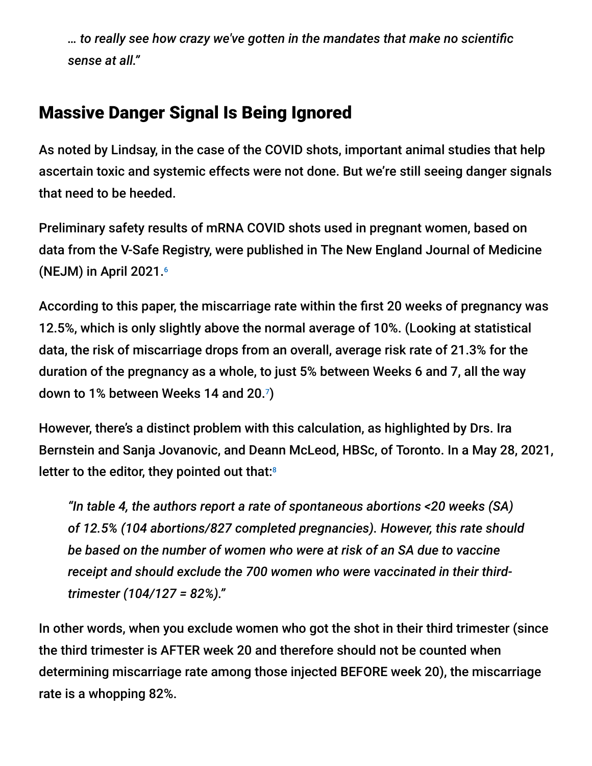*… to really see how crazy we've gotten in the mandates that make no scientific sense at all."*

## Massive Danger Signal Is Being Ignored

As noted by Lindsay, in the case of the COVID shots, important animal studies that help ascertain toxic and systemic effects were not done. But we're still seeing danger signals that need to be heeded.

Preliminary safety results of mRNA COVID shots used in pregnant women, based on data from the V-Safe Registry, were published in The New England Journal of Medicine (NEJM) in April 2021.[6]

According to this paper, the miscarriage rate within the first 20 weeks of pregnancy was 12.5%, which is only slightly above the normal average of 10%. (Looking at statistical data, the risk of miscarriage drops from an overall, average risk rate of 21.3% for the duration of the pregnancy as a whole, to just 5% between Weeks 6 and 7, all the way down to 1% between Weeks 14 and 20.[7])

However, there's a distinct problem with this calculation, as highlighted by Drs. Ira Bernstein and Sanja Jovanovic, and Deann McLeod, HBSc, of Toronto. In a May 28, 2021, letter to the editor, they pointed out that:[8]

> *"In table 4, the authors report a rate of spontaneous abortions <20 weeks (SA) of 12.5% (104 abortions/827 completed pregnancies). However, this rate should be based on the number of women who were at risk of an SA due to vaccine receipt and should exclude the 700 women who were vaccinated in their third-trimester (104/127 = 82%)."*

In other words, when you exclude women who got the shot in their third trimester (since the third trimester is AFTER week 20 and therefore should not be counted when determining miscarriage rate among those injected BEFORE week 20), the miscarriage rate is a whopping 82%.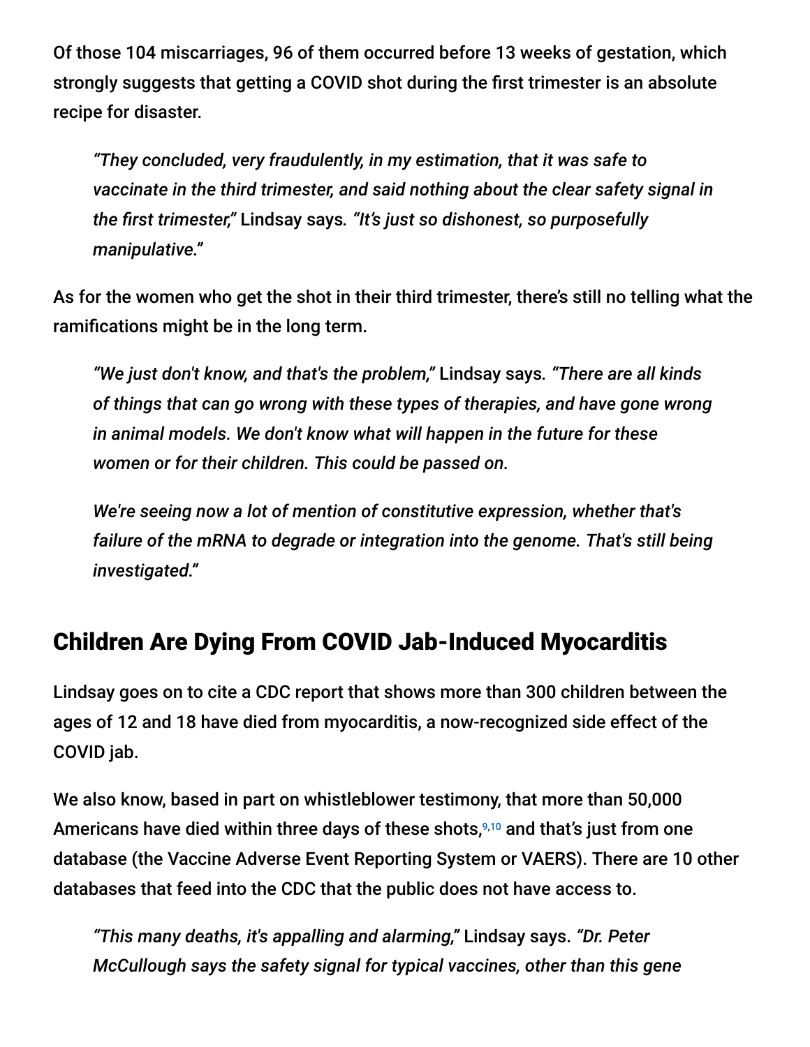Of those 104 miscarriages, 96 of them occurred before 13 weeks of gestation, which strongly suggests that getting a COVID shot during the first trimester is an absolute recipe for disaster.

> *"They concluded, very fraudulently, in my estimation, that it was safe to vaccinate in the third trimester, and said nothing about the clear safety signal in the first trimester,"* Lindsay says. *"It's just so dishonest, so purposefully manipulative."*

As for the women who get the shot in their third trimester, there's still no telling what the ramifications might be in the long term.

> *"We just don't know, and that's the problem,"* Lindsay says. *"There are all kinds of things that can go wrong with these types of therapies, and have gone wrong in animal models. We don't know what will happen in the future for these women or for their children. This could be passed on.*
>
> *We're seeing now a lot of mention of constitutive expression, whether that's failure of the mRNA to degrade or integration into the genome. That's still being investigated."*

## Children Are Dying From COVID Jab-Induced Myocarditis

Lindsay goes on to cite a CDC report that shows more than 300 children between the ages of 12 and 18 have died from myocarditis, a now-recognized side effect of the COVID jab.

We also know, based in part on whistleblower testimony, that more than 50,000 Americans have died within three days of these shots,[9,10] and that's just from one database (the Vaccine Adverse Event Reporting System or VAERS). There are 10 other databases that feed into the CDC that the public does not have access to.

> *"This many deaths, it's appalling and alarming,"* Lindsay says. *"Dr. Peter McCullough says the safety signal for typical vaccines, other than this gene*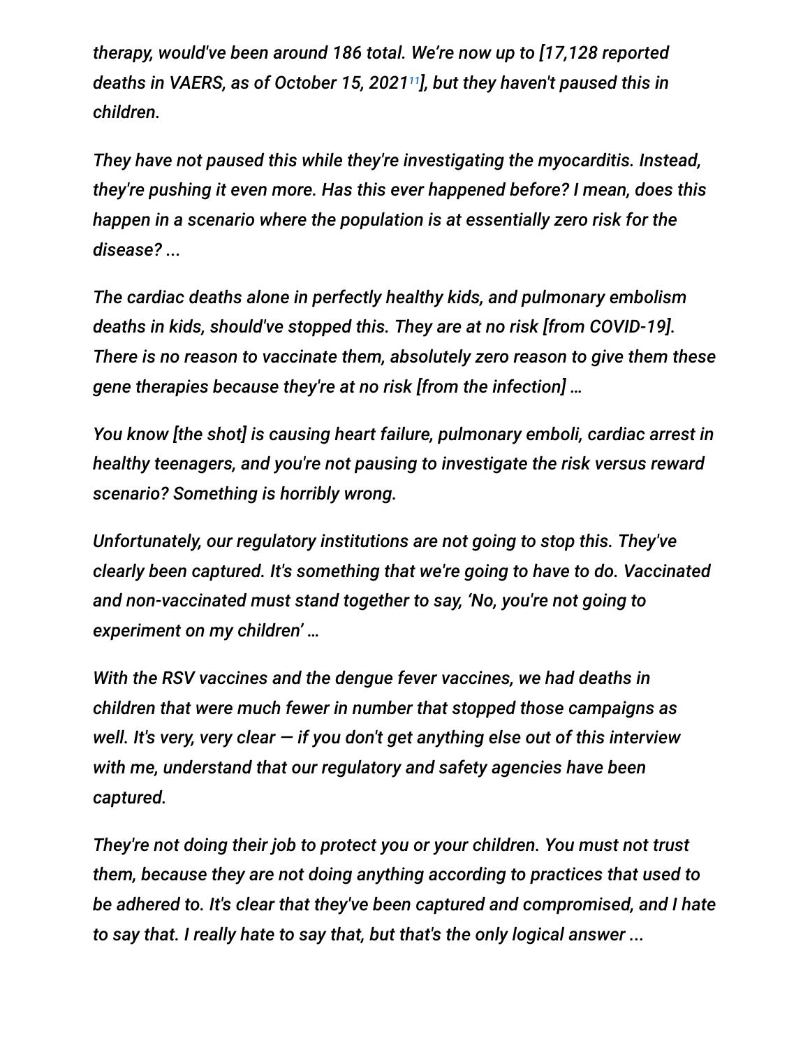*therapy, would've been around 186 total. We're now up to [17,128 reported deaths in VAERS, as of October 15, 2021[11]], but they haven't paused this in children.*

*They have not paused this while they're investigating the myocarditis. Instead, they're pushing it even more. Has this ever happened before? I mean, does this happen in a scenario where the population is at essentially zero risk for the disease? ...*

*The cardiac deaths alone in perfectly healthy kids, and pulmonary embolism deaths in kids, should've stopped this. They are at no risk [from COVID-19]. There is no reason to vaccinate them, absolutely zero reason to give them these gene therapies because they're at no risk [from the infection] …*

*You know [the shot] is causing heart failure, pulmonary emboli, cardiac arrest in healthy teenagers, and you're not pausing to investigate the risk versus reward scenario? Something is horribly wrong.*

*Unfortunately, our regulatory institutions are not going to stop this. They've clearly been captured. It's something that we're going to have to do. Vaccinated and non-vaccinated must stand together to say, 'No, you're not going to experiment on my children' …*

*With the RSV vaccines and the dengue fever vaccines, we had deaths in children that were much fewer in number that stopped those campaigns as well. It's very, very clear — if you don't get anything else out of this interview with me, understand that our regulatory and safety agencies have been captured.*

*They're not doing their job to protect you or your children. You must not trust them, because they are not doing anything according to practices that used to be adhered to. It's clear that they've been captured and compromised, and I hate to say that. I really hate to say that, but that's the only logical answer ...*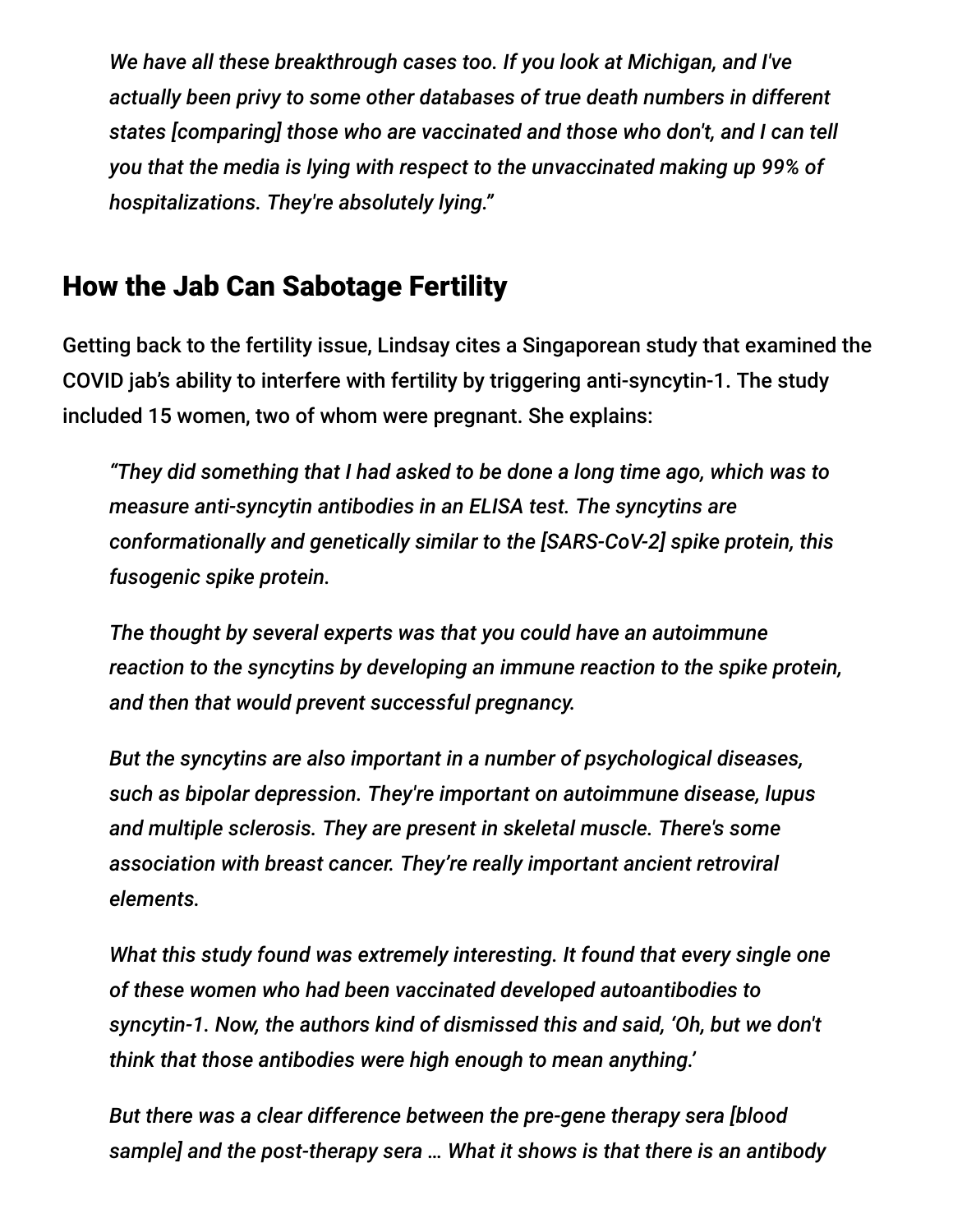*We have all these breakthrough cases too. If you look at Michigan, and I've actually been privy to some other databases of true death numbers in different states [comparing] those who are vaccinated and those who don't, and I can tell you that the media is lying with respect to the unvaccinated making up 99% of hospitalizations. They're absolutely lying."*

## How the Jab Can Sabotage Fertility

Getting back to the fertility issue, Lindsay cites a Singaporean study that examined the COVID jab's ability to interfere with fertility by triggering anti-syncytin-1. The study included 15 women, two of whom were pregnant. She explains:

> *"They did something that I had asked to be done a long time ago, which was to measure anti-syncytin antibodies in an ELISA test. The syncytins are conformationally and genetically similar to the [SARS-CoV-2] spike protein, this fusogenic spike protein.*
>
> *The thought by several experts was that you could have an autoimmune reaction to the syncytins by developing an immune reaction to the spike protein, and then that would prevent successful pregnancy.*
>
> *But the syncytins are also important in a number of psychological diseases, such as bipolar depression. They're important on autoimmune disease, lupus and multiple sclerosis. They are present in skeletal muscle. There's some association with breast cancer. They're really important ancient retroviral elements.*
>
> *What this study found was extremely interesting. It found that every single one of these women who had been vaccinated developed autoantibodies to syncytin-1. Now, the authors kind of dismissed this and said, 'Oh, but we don't think that those antibodies were high enough to mean anything.'*
>
> *But there was a clear difference between the pre-gene therapy sera [blood sample] and the post-therapy sera … What it shows is that there is an antibody*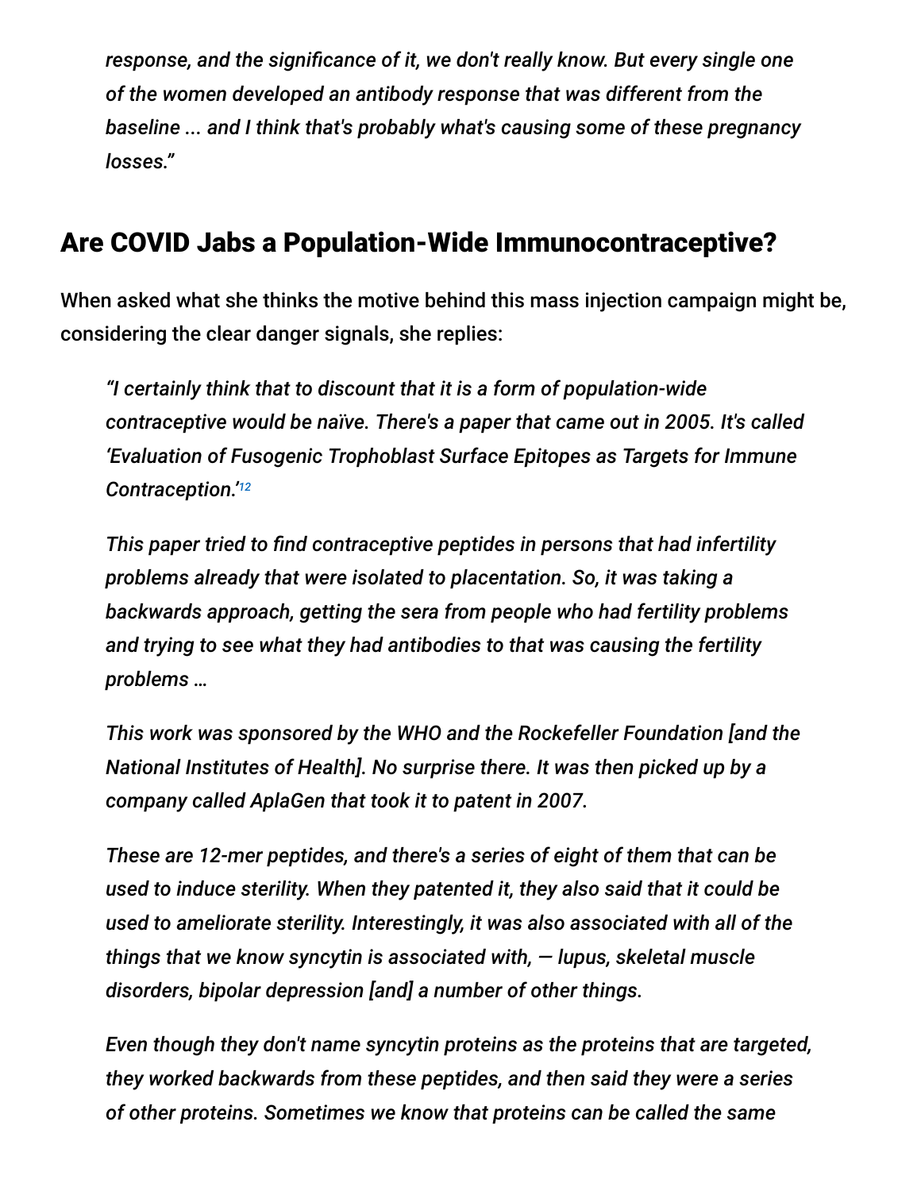*response, and the significance of it, we don't really know. But every single one of the women developed an antibody response that was different from the baseline ... and I think that's probably what's causing some of these pregnancy losses."*

## Are COVID Jabs a Population-Wide Immunocontraceptive?

When asked what she thinks the motive behind this mass injection campaign might be, considering the clear danger signals, she replies:

> *"I certainly think that to discount that it is a form of population-wide contraceptive would be naïve. There's a paper that came out in 2005. It's called 'Evaluation of Fusogenic Trophoblast Surface Epitopes as Targets for Immune Contraception.'*[12]
>
> *This paper tried to find contraceptive peptides in persons that had infertility problems already that were isolated to placentation. So, it was taking a backwards approach, getting the sera from people who had fertility problems and trying to see what they had antibodies to that was causing the fertility problems …*
>
> *This work was sponsored by the WHO and the Rockefeller Foundation [and the National Institutes of Health]. No surprise there. It was then picked up by a company called AplaGen that took it to patent in 2007.*
>
> *These are 12-mer peptides, and there's a series of eight of them that can be used to induce sterility. When they patented it, they also said that it could be used to ameliorate sterility. Interestingly, it was also associated with all of the things that we know syncytin is associated with, — lupus, skeletal muscle disorders, bipolar depression [and] a number of other things.*
>
> *Even though they don't name syncytin proteins as the proteins that are targeted, they worked backwards from these peptides, and then said they were a series of other proteins. Sometimes we know that proteins can be called the same*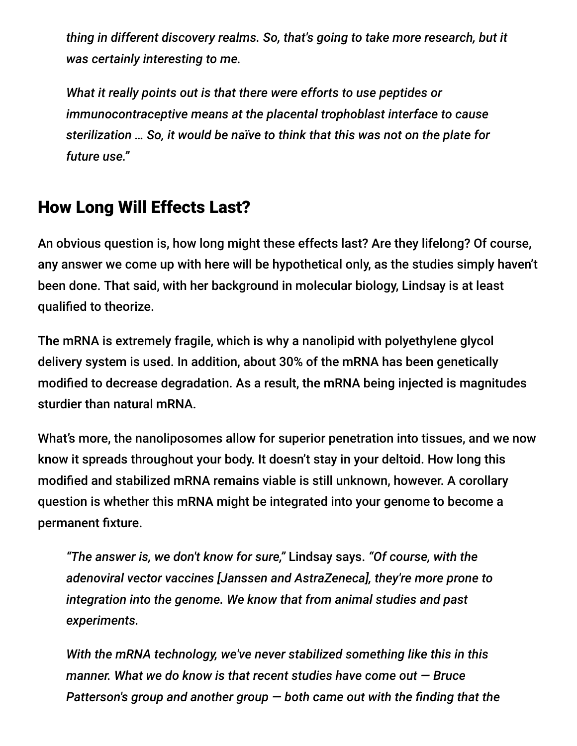*thing in different discovery realms. So, that's going to take more research, but it was certainly interesting to me.*

*What it really points out is that there were efforts to use peptides or immunocontraceptive means at the placental trophoblast interface to cause sterilization … So, it would be naïve to think that this was not on the plate for future use."*

## How Long Will Effects Last?

An obvious question is, how long might these effects last? Are they lifelong? Of course, any answer we come up with here will be hypothetical only, as the studies simply haven't been done. That said, with her background in molecular biology, Lindsay is at least qualified to theorize.

The mRNA is extremely fragile, which is why a nanolipid with polyethylene glycol delivery system is used. In addition, about 30% of the mRNA has been genetically modified to decrease degradation. As a result, the mRNA being injected is magnitudes sturdier than natural mRNA.

What's more, the nanoliposomes allow for superior penetration into tissues, and we now know it spreads throughout your body. It doesn't stay in your deltoid. How long this modified and stabilized mRNA remains viable is still unknown, however. A corollary question is whether this mRNA might be integrated into your genome to become a permanent fixture.

*"The answer is, we don't know for sure,"* Lindsay says. *"Of course, with the adenoviral vector vaccines [Janssen and AstraZeneca], they're more prone to integration into the genome. We know that from animal studies and past experiments.*

*With the mRNA technology, we've never stabilized something like this in this manner. What we do know is that recent studies have come out — Bruce Patterson's group and another group — both came out with the finding that the*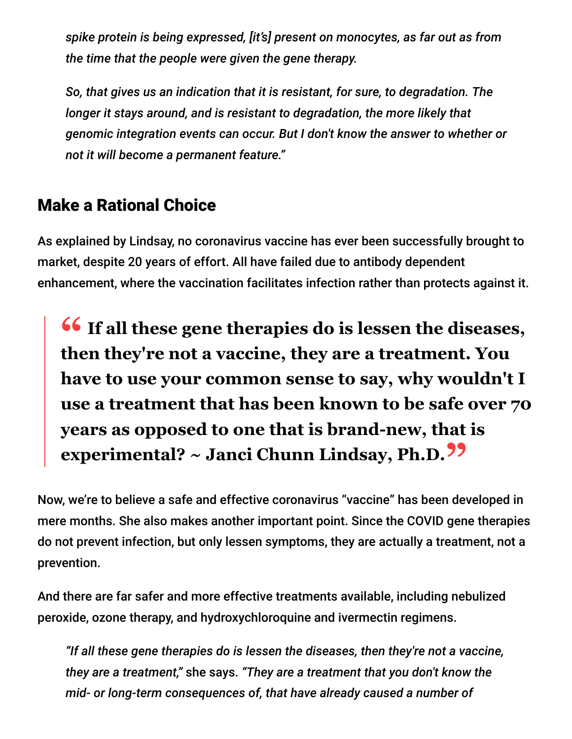*spike protein is being expressed, [it's] present on monocytes, as far out as from the time that the people were given the gene therapy.*

*So, that gives us an indication that it is resistant, for sure, to degradation. The longer it stays around, and is resistant to degradation, the more likely that genomic integration events can occur. But I don't know the answer to whether or not it will become a permanent feature."*

## Make a Rational Choice

As explained by Lindsay, no coronavirus vaccine has ever been successfully brought to market, despite 20 years of effort. All have failed due to antibody dependent enhancement, where the vaccination facilitates infection rather than protects against it.

> **"If all these gene therapies do is lessen the diseases, then they're not a vaccine, they are a treatment. You have to use your common sense to say, why wouldn't I use a treatment that has been known to be safe over 70 years as opposed to one that is brand-new, that is experimental? ~ Janci Chunn Lindsay, Ph.D."**

Now, we're to believe a safe and effective coronavirus "vaccine" has been developed in mere months. She also makes another important point. Since the COVID gene therapies do not prevent infection, but only lessen symptoms, they are actually a treatment, not a prevention.

And there are far safer and more effective treatments available, including nebulized peroxide, ozone therapy, and hydroxychloroquine and ivermectin regimens.

*"If all these gene therapies do is lessen the diseases, then they're not a vaccine, they are a treatment,"* she says. *"They are a treatment that you don't know the mid- or long-term consequences of, that have already caused a number of*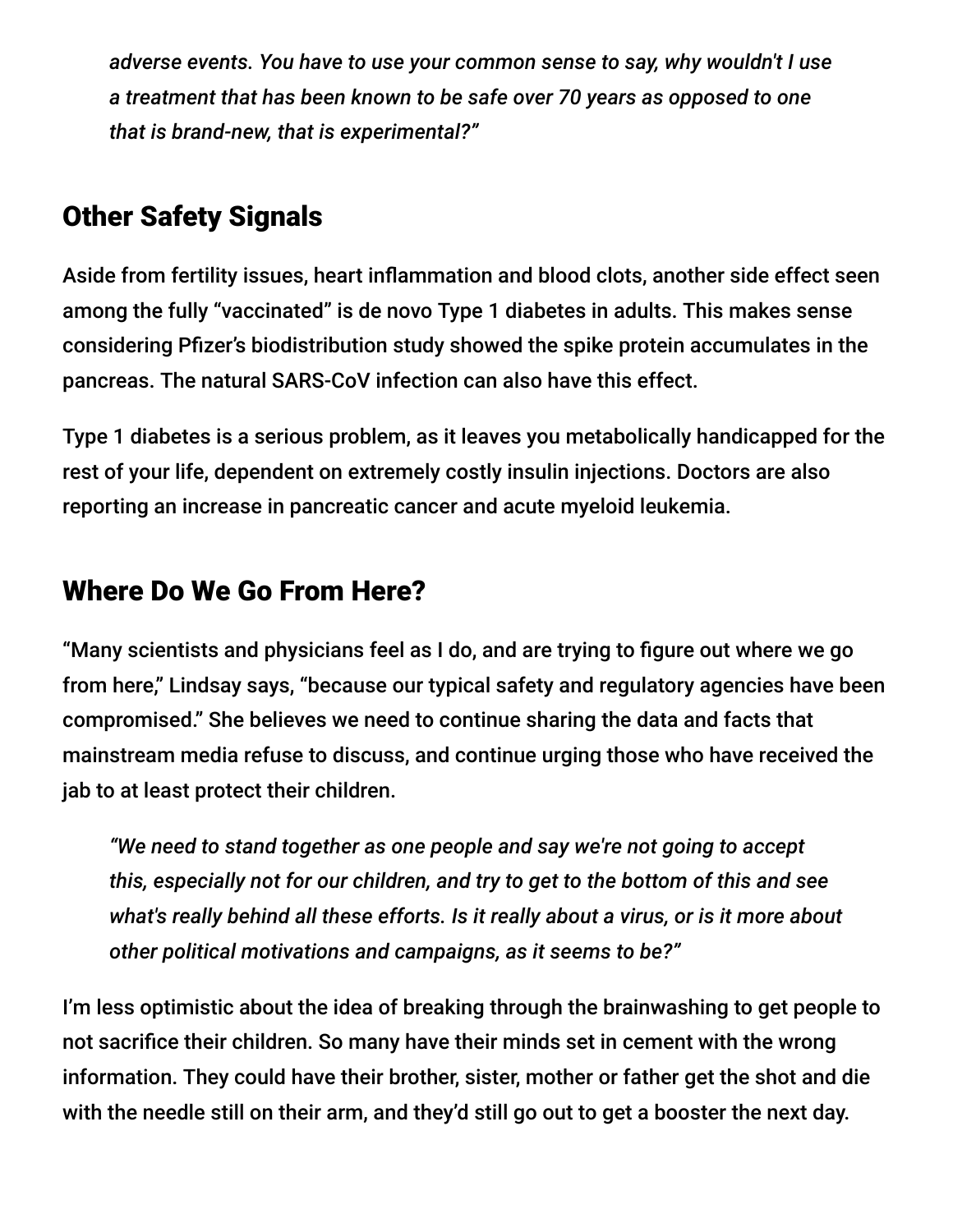*adverse events. You have to use your common sense to say, why wouldn't I use a treatment that has been known to be safe over 70 years as opposed to one that is brand-new, that is experimental?"*

## Other Safety Signals

Aside from fertility issues, heart inflammation and blood clots, another side effect seen among the fully "vaccinated" is de novo Type 1 diabetes in adults. This makes sense considering Pfizer's biodistribution study showed the spike protein accumulates in the pancreas. The natural SARS-CoV infection can also have this effect.

Type 1 diabetes is a serious problem, as it leaves you metabolically handicapped for the rest of your life, dependent on extremely costly insulin injections. Doctors are also reporting an increase in pancreatic cancer and acute myeloid leukemia.

## Where Do We Go From Here?

"Many scientists and physicians feel as I do, and are trying to figure out where we go from here," Lindsay says, "because our typical safety and regulatory agencies have been compromised." She believes we need to continue sharing the data and facts that mainstream media refuse to discuss, and continue urging those who have received the jab to at least protect their children.

> *"We need to stand together as one people and say we're not going to accept this, especially not for our children, and try to get to the bottom of this and see what's really behind all these efforts. Is it really about a virus, or is it more about other political motivations and campaigns, as it seems to be?"*

I'm less optimistic about the idea of breaking through the brainwashing to get people to not sacrifice their children. So many have their minds set in cement with the wrong information. They could have their brother, sister, mother or father get the shot and die with the needle still on their arm, and they'd still go out to get a booster the next day.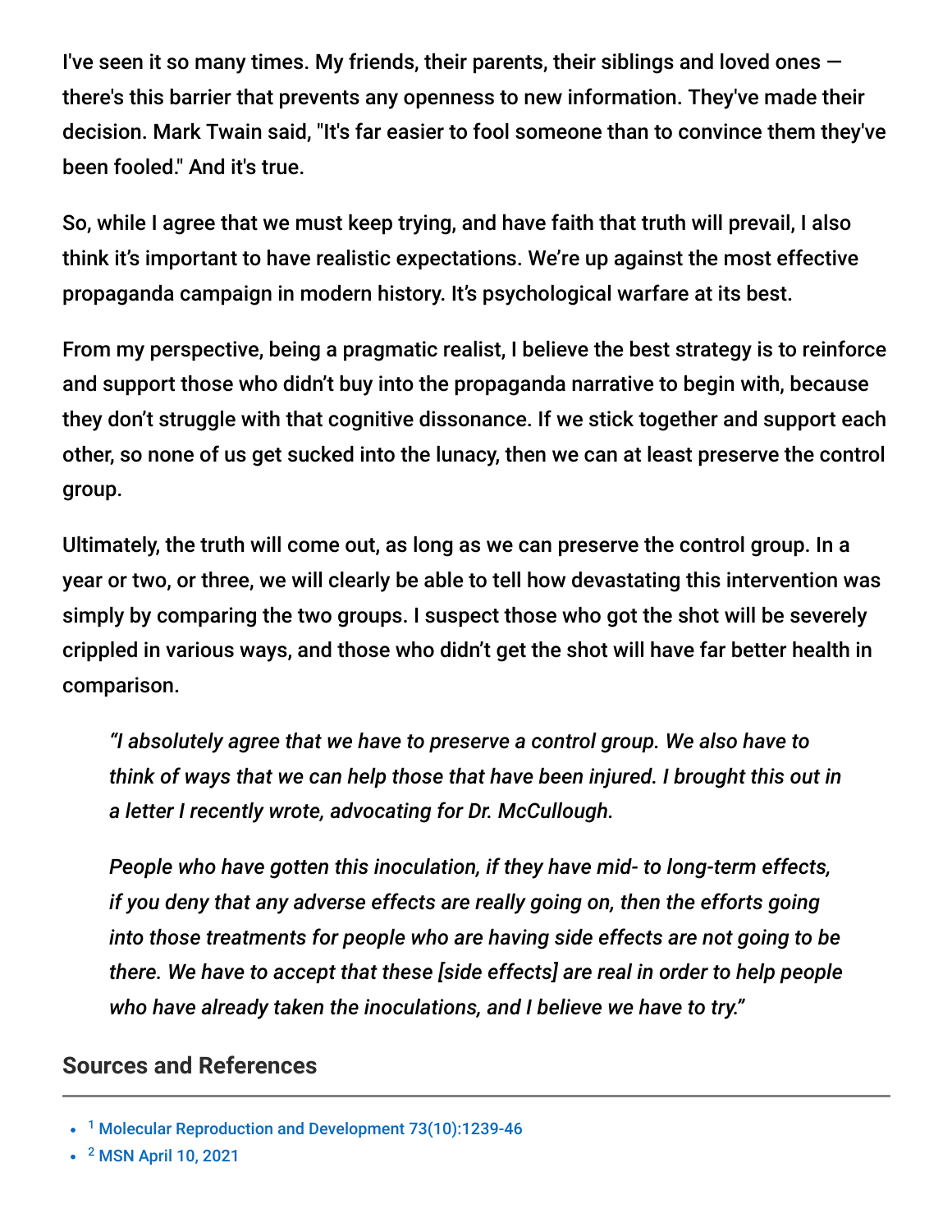I've seen it so many times. My friends, their parents, their siblings and loved ones — there's this barrier that prevents any openness to new information. They've made their decision. Mark Twain said, "It's far easier to fool someone than to convince them they've been fooled." And it's true.

So, while I agree that we must keep trying, and have faith that truth will prevail, I also think it's important to have realistic expectations. We're up against the most effective propaganda campaign in modern history. It's psychological warfare at its best.

From my perspective, being a pragmatic realist, I believe the best strategy is to reinforce and support those who didn't buy into the propaganda narrative to begin with, because they don't struggle with that cognitive dissonance. If we stick together and support each other, so none of us get sucked into the lunacy, then we can at least preserve the control group.

Ultimately, the truth will come out, as long as we can preserve the control group. In a year or two, or three, we will clearly be able to tell how devastating this intervention was simply by comparing the two groups. I suspect those who got the shot will be severely crippled in various ways, and those who didn't get the shot will have far better health in comparison.

> *"I absolutely agree that we have to preserve a control group. We also have to think of ways that we can help those that have been injured. I brought this out in a letter I recently wrote, advocating for Dr. McCullough.*
>
> *People who have gotten this inoculation, if they have mid- to long-term effects, if you deny that any adverse effects are really going on, then the efforts going into those treatments for people who are having side effects are not going to be there. We have to accept that these [side effects] are real in order to help people who have already taken the inoculations, and I believe we have to try."*

## Sources and References

- [1] Molecular Reproduction and Development 73(10):1239-46
- [2] MSN April 10, 2021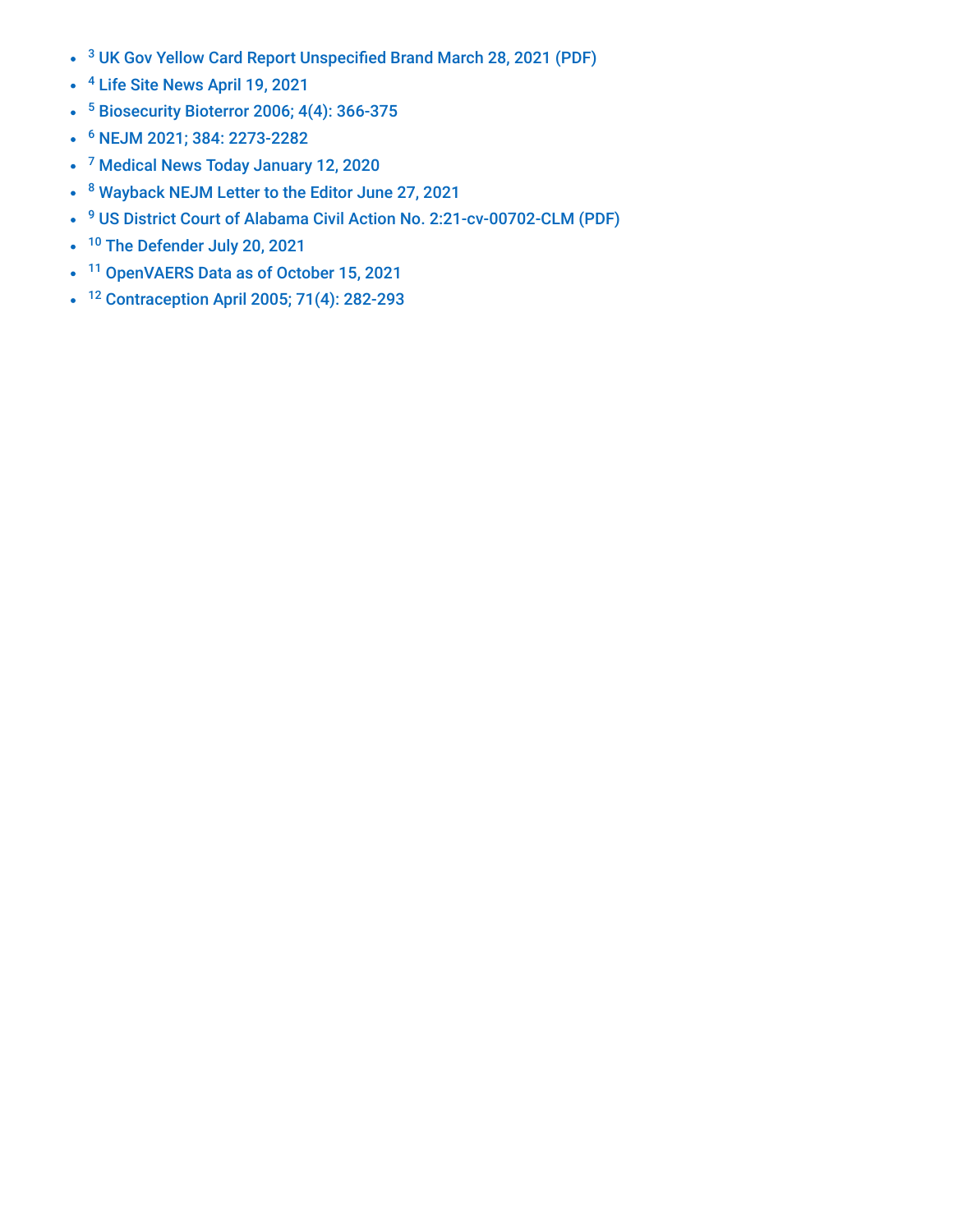- [3] UK Gov Yellow Card Report Unspecified Brand March 28, 2021 (PDF)
- [4] Life Site News April 19, 2021
- [5] Biosecurity Bioterror 2006; 4(4): 366-375
- [6] NEJM 2021; 384: 2273-2282
- [7] Medical News Today January 12, 2020
- [8] Wayback NEJM Letter to the Editor June 27, 2021
- [9] US District Court of Alabama Civil Action No. 2:21-cv-00702-CLM (PDF)
- [10] The Defender July 20, 2021
- [11] OpenVAERS Data as of October 15, 2021
- [12] Contraception April 2005; 71(4): 282-293